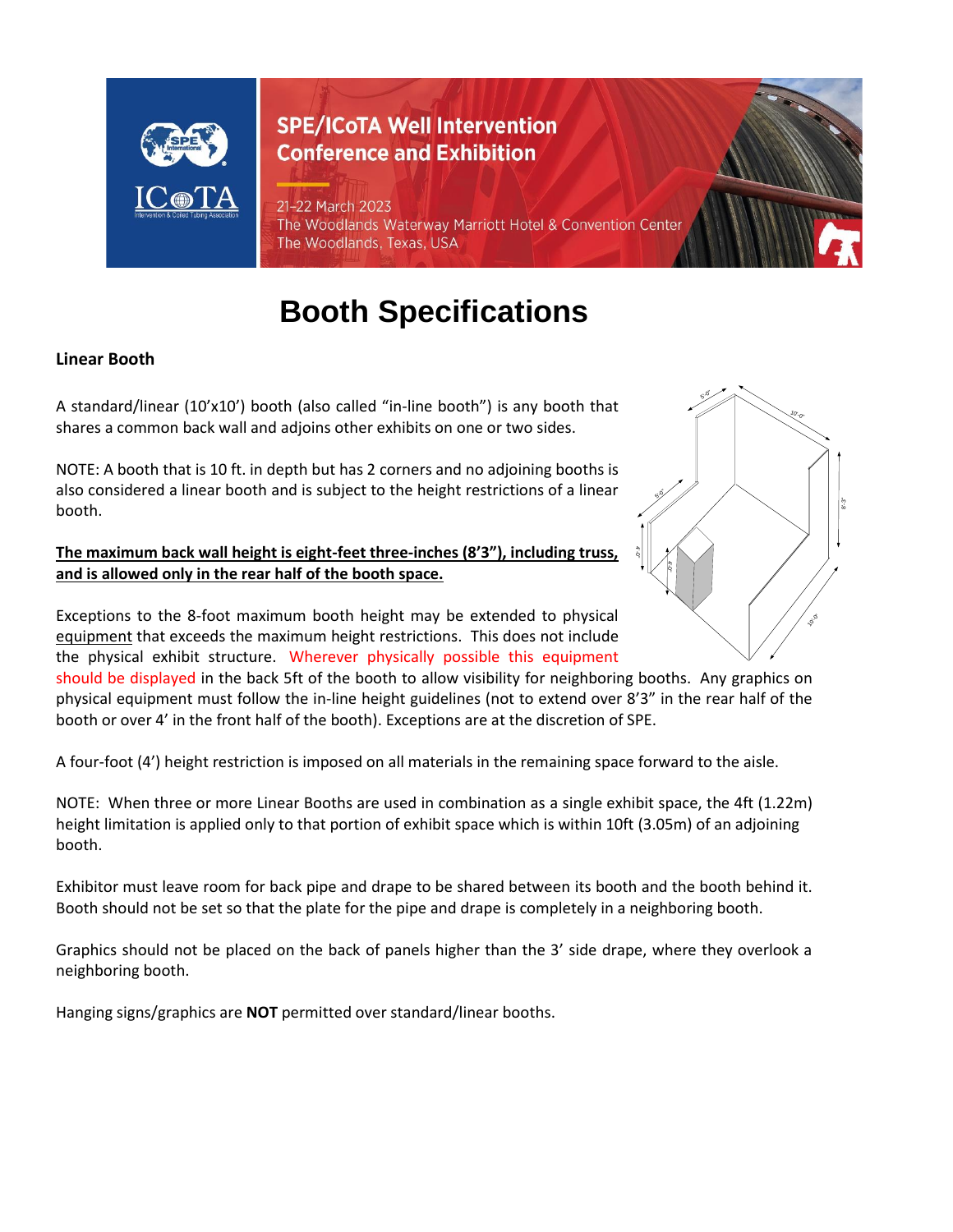SPE/ICoTA Well Intervention Conference and Exhibition

21-22 March 2023
The Woodlands Waterway Marriott Hotel & Convention Center
The Woodlands, Texas, USA

# Booth Specifications

## Linear Booth

A standard/linear (10'x10') booth (also called "in-line booth") is any booth that shares a common back wall and adjoins other exhibits on one or two sides.

NOTE: A booth that is 10 ft. in depth but has 2 corners and no adjoining booths is also considered a linear booth and is subject to the height restrictions of a linear booth.

**<u>The maximum back wall height is eight-feet three-inches (8'3"), including truss, and is allowed only in the rear half of the booth space.</u>**

Exceptions to the 8-foot maximum booth height may be extended to physical <u>equipment</u> that exceeds the maximum height restrictions. This does not include the physical exhibit structure. Wherever physically possible this equipment should be displayed in the back 5ft of the booth to allow visibility for neighboring booths. Any graphics on physical equipment must follow the in-line height guidelines (not to extend over 8'3" in the rear half of the booth or over 4' in the front half of the booth). Exceptions are at the discretion of SPE.

A four-foot (4') height restriction is imposed on all materials in the remaining space forward to the aisle.

NOTE: When three or more Linear Booths are used in combination as a single exhibit space, the 4ft (1.22m) height limitation is applied only to that portion of exhibit space which is within 10ft (3.05m) of an adjoining booth.

Exhibitor must leave room for back pipe and drape to be shared between its booth and the booth behind it. Booth should not be set so that the plate for the pipe and drape is completely in a neighboring booth.

Graphics should not be placed on the back of panels higher than the 3' side drape, where they overlook a neighboring booth.

Hanging signs/graphics are **NOT** permitted over standard/linear booths.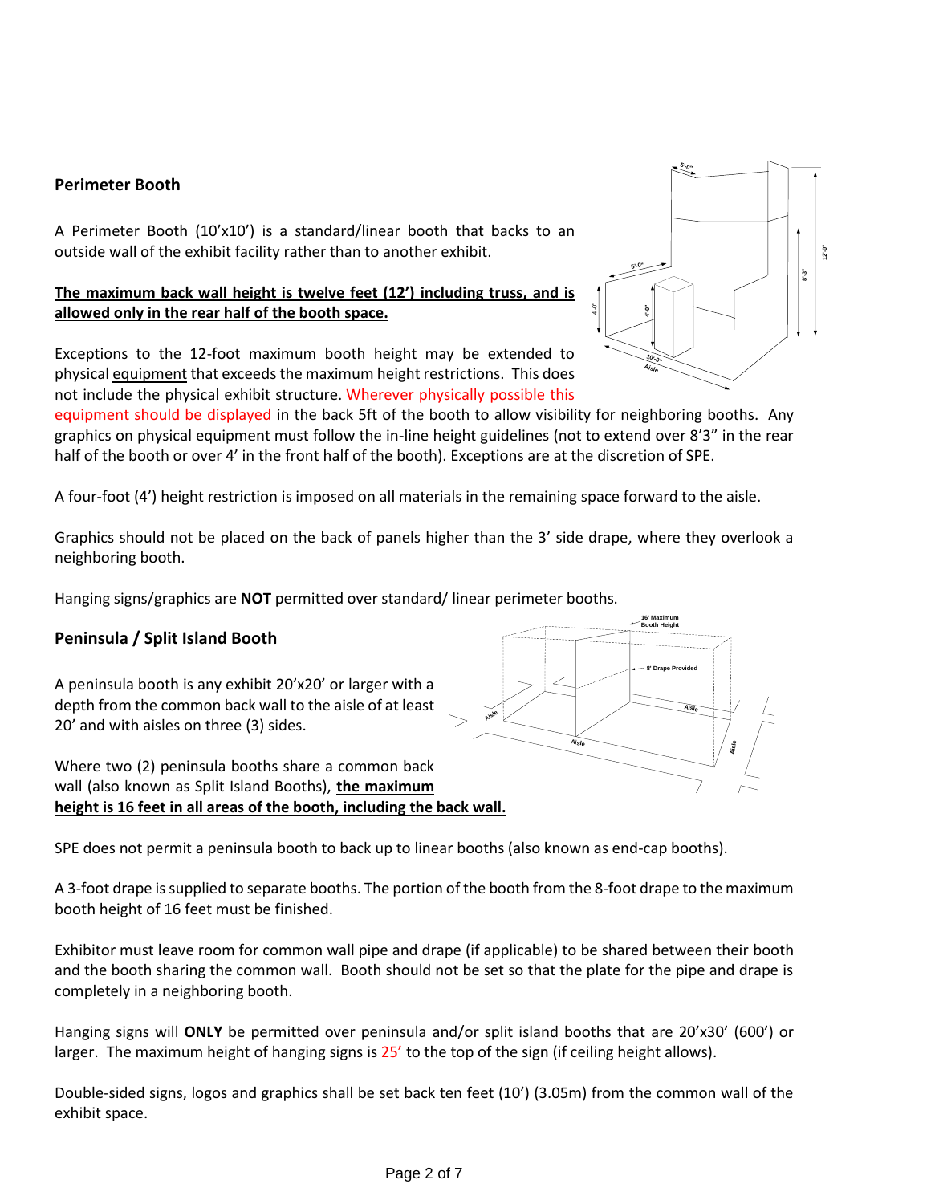## Perimeter Booth

A Perimeter Booth (10'x10') is a standard/linear booth that backs to an outside wall of the exhibit facility rather than to another exhibit.

**The maximum back wall height is twelve feet (12') including truss, and is allowed only in the rear half of the booth space.**

Exceptions to the 12-foot maximum booth height may be extended to physical equipment that exceeds the maximum height restrictions. This does not include the physical exhibit structure. Wherever physically possible this equipment should be displayed in the back 5ft of the booth to allow visibility for neighboring booths. Any graphics on physical equipment must follow the in-line height guidelines (not to extend over 8'3" in the rear half of the booth or over 4' in the front half of the booth). Exceptions are at the discretion of SPE.

A four-foot (4') height restriction is imposed on all materials in the remaining space forward to the aisle.

Graphics should not be placed on the back of panels higher than the 3' side drape, where they overlook a neighboring booth.

Hanging signs/graphics are **NOT** permitted over standard/ linear perimeter booths.

## Peninsula / Split Island Booth

A peninsula booth is any exhibit 20'x20' or larger with a depth from the common back wall to the aisle of at least 20' and with aisles on three (3) sides.

Where two (2) peninsula booths share a common back wall (also known as Split Island Booths), **the maximum height is 16 feet in all areas of the booth, including the back wall.**

SPE does not permit a peninsula booth to back up to linear booths (also known as end-cap booths).

A 3-foot drape is supplied to separate booths. The portion of the booth from the 8-foot drape to the maximum booth height of 16 feet must be finished.

Exhibitor must leave room for common wall pipe and drape (if applicable) to be shared between their booth and the booth sharing the common wall. Booth should not be set so that the plate for the pipe and drape is completely in a neighboring booth.

Hanging signs will **ONLY** be permitted over peninsula and/or split island booths that are 20'x30' (600') or larger. The maximum height of hanging signs is 25' to the top of the sign (if ceiling height allows).

Double-sided signs, logos and graphics shall be set back ten feet (10') (3.05m) from the common wall of the exhibit space.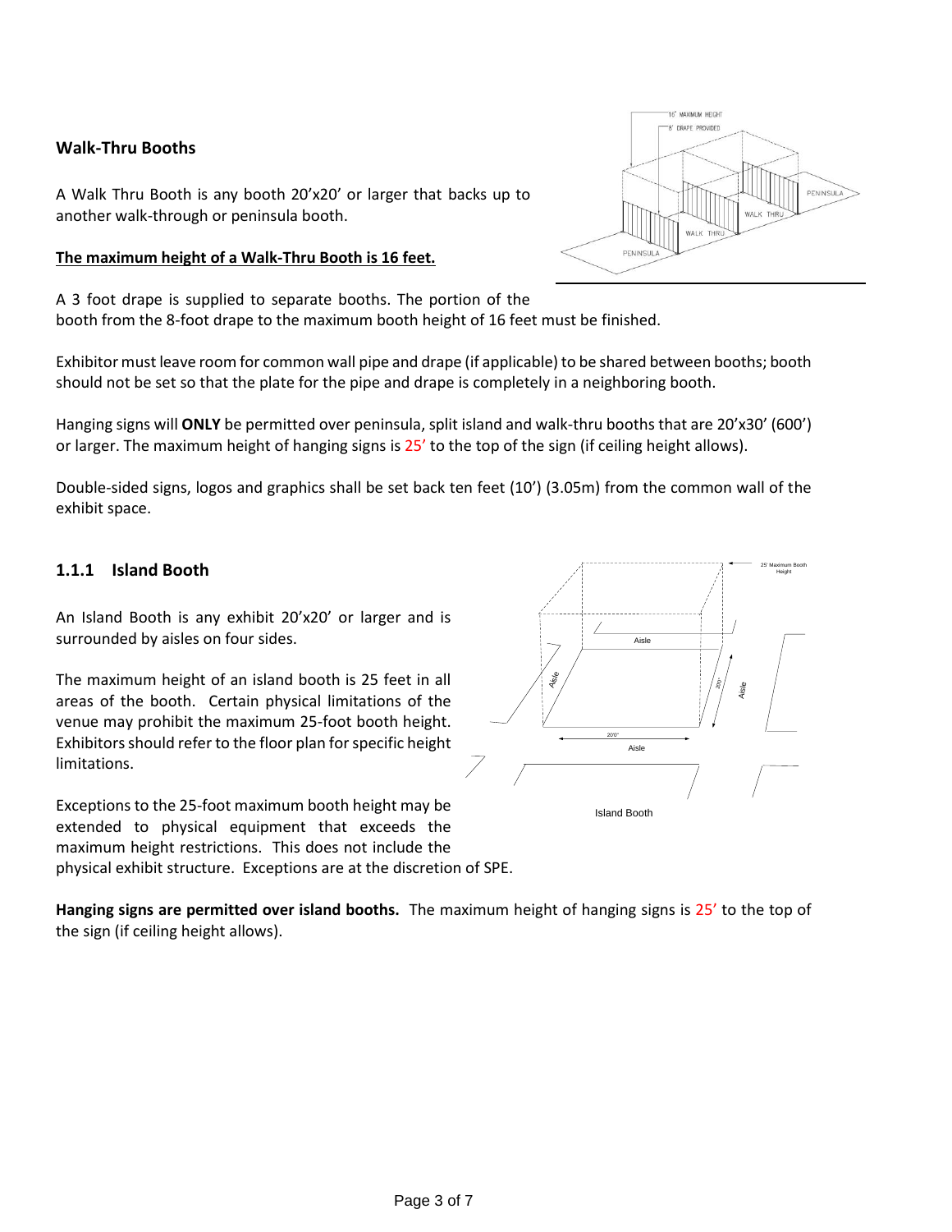## Walk-Thru Booths

A Walk Thru Booth is any booth 20'x20' or larger that backs up to another walk-through or peninsula booth.

**The maximum height of a Walk-Thru Booth is 16 feet.**

A 3 foot drape is supplied to separate booths. The portion of the booth from the 8-foot drape to the maximum booth height of 16 feet must be finished.

Exhibitor must leave room for common wall pipe and drape (if applicable) to be shared between booths; booth should not be set so that the plate for the pipe and drape is completely in a neighboring booth.

Hanging signs will **ONLY** be permitted over peninsula, split island and walk-thru booths that are 20'x30' (600') or larger. The maximum height of hanging signs is 25' to the top of the sign (if ceiling height allows).

Double-sided signs, logos and graphics shall be set back ten feet (10') (3.05m) from the common wall of the exhibit space.

### 1.1.1 Island Booth

An Island Booth is any exhibit 20'x20' or larger and is surrounded by aisles on four sides.

The maximum height of an island booth is 25 feet in all areas of the booth. Certain physical limitations of the venue may prohibit the maximum 25-foot booth height. Exhibitors should refer to the floor plan for specific height limitations.

Exceptions to the 25-foot maximum booth height may be extended to physical equipment that exceeds the maximum height restrictions. This does not include the physical exhibit structure. Exceptions are at the discretion of SPE.

Island Booth

**Hanging signs are permitted over island booths.** The maximum height of hanging signs is 25' to the top of the sign (if ceiling height allows).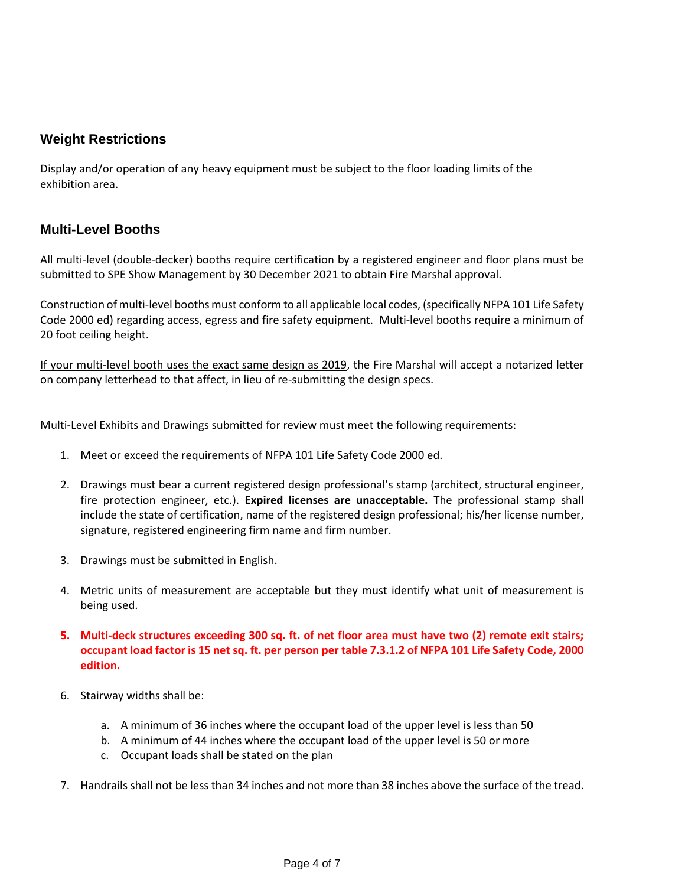## Weight Restrictions

Display and/or operation of any heavy equipment must be subject to the floor loading limits of the exhibition area.

## Multi-Level Booths

All multi-level (double-decker) booths require certification by a registered engineer and floor plans must be submitted to SPE Show Management by 30 December 2021 to obtain Fire Marshal approval.

Construction of multi-level booths must conform to all applicable local codes, (specifically NFPA 101 Life Safety Code 2000 ed) regarding access, egress and fire safety equipment. Multi-level booths require a minimum of 20 foot ceiling height.

<u>If your multi-level booth uses the exact same design as 2019</u>, the Fire Marshal will accept a notarized letter on company letterhead to that affect, in lieu of re-submitting the design specs.

Multi-Level Exhibits and Drawings submitted for review must meet the following requirements:

1. Meet or exceed the requirements of NFPA 101 Life Safety Code 2000 ed.
2. Drawings must bear a current registered design professional's stamp (architect, structural engineer, fire protection engineer, etc.). **Expired licenses are unacceptable.** The professional stamp shall include the state of certification, name of the registered design professional; his/her license number, signature, registered engineering firm name and firm number.
3. Drawings must be submitted in English.
4. Metric units of measurement are acceptable but they must identify what unit of measurement is being used.
5. **Multi-deck structures exceeding 300 sq. ft. of net floor area must have two (2) remote exit stairs; occupant load factor is 15 net sq. ft. per person per table 7.3.1.2 of NFPA 101 Life Safety Code, 2000 edition.**
6. Stairway widths shall be:
   a. A minimum of 36 inches where the occupant load of the upper level is less than 50
   b. A minimum of 44 inches where the occupant load of the upper level is 50 or more
   c. Occupant loads shall be stated on the plan
7. Handrails shall not be less than 34 inches and not more than 38 inches above the surface of the tread.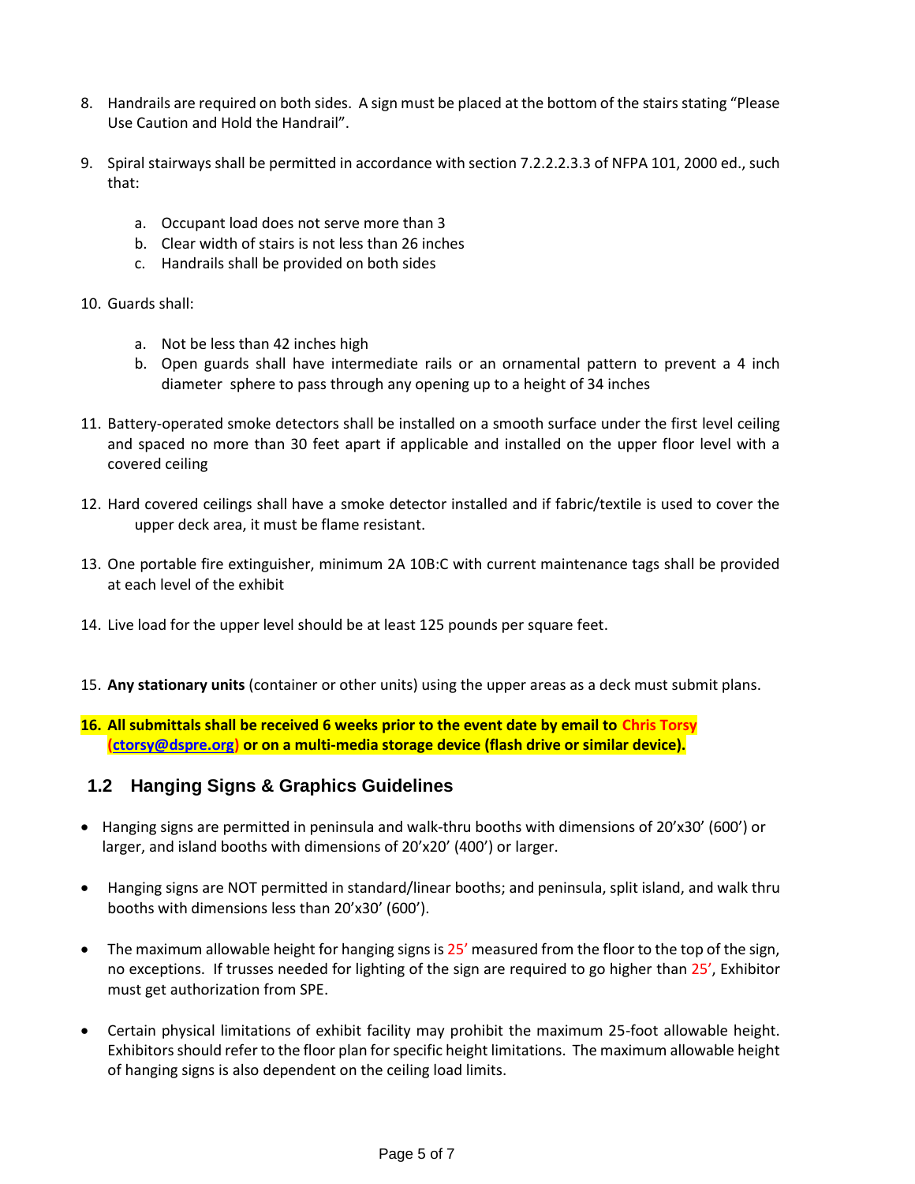8. Handrails are required on both sides. A sign must be placed at the bottom of the stairs stating "Please Use Caution and Hold the Handrail".

9. Spiral stairways shall be permitted in accordance with section 7.2.2.2.3.3 of NFPA 101, 2000 ed., such that:

   a. Occupant load does not serve more than 3
   b. Clear width of stairs is not less than 26 inches
   c. Handrails shall be provided on both sides

10. Guards shall:

    a. Not be less than 42 inches high
    b. Open guards shall have intermediate rails or an ornamental pattern to prevent a 4 inch diameter sphere to pass through any opening up to a height of 34 inches

11. Battery-operated smoke detectors shall be installed on a smooth surface under the first level ceiling and spaced no more than 30 feet apart if applicable and installed on the upper floor level with a covered ceiling

12. Hard covered ceilings shall have a smoke detector installed and if fabric/textile is used to cover the upper deck area, it must be flame resistant.

13. One portable fire extinguisher, minimum 2A 10B:C with current maintenance tags shall be provided at each level of the exhibit

14. Live load for the upper level should be at least 125 pounds per square feet.

15. **Any stationary units** (container or other units) using the upper areas as a deck must submit plans.

16. **All submittals shall be received 6 weeks prior to the event date by email to Chris Torsy (ctorsy@dspre.org) or on a multi-media storage device (flash drive or similar device).**

## 1.2 Hanging Signs & Graphics Guidelines

- Hanging signs are permitted in peninsula and walk-thru booths with dimensions of 20'x30' (600') or larger, and island booths with dimensions of 20'x20' (400') or larger.

- Hanging signs are NOT permitted in standard/linear booths; and peninsula, split island, and walk thru booths with dimensions less than 20'x30' (600').

- The maximum allowable height for hanging signs is 25' measured from the floor to the top of the sign, no exceptions. If trusses needed for lighting of the sign are required to go higher than 25', Exhibitor must get authorization from SPE.

- Certain physical limitations of exhibit facility may prohibit the maximum 25-foot allowable height. Exhibitors should refer to the floor plan for specific height limitations. The maximum allowable height of hanging signs is also dependent on the ceiling load limits.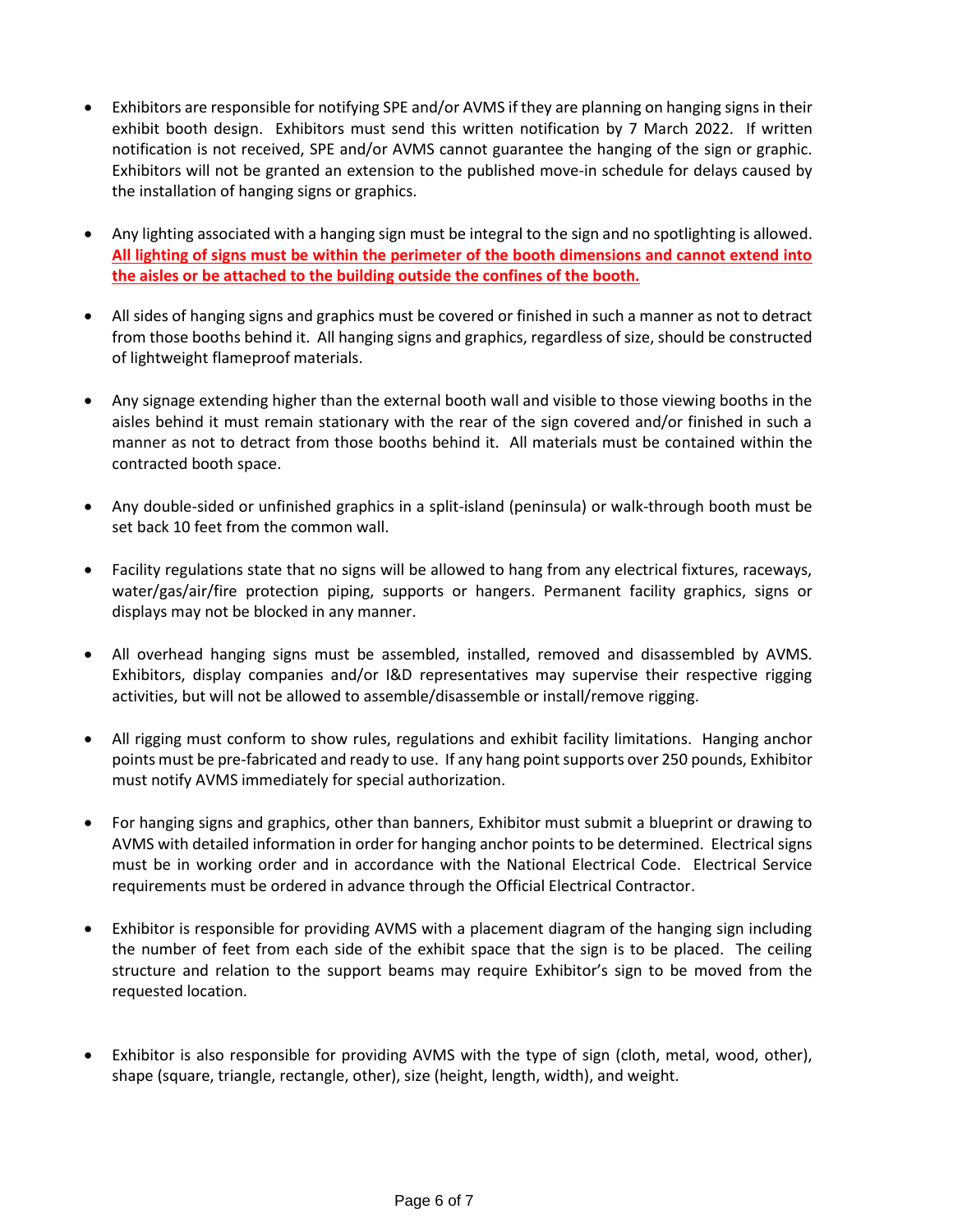- Exhibitors are responsible for notifying SPE and/or AVMS if they are planning on hanging signs in their exhibit booth design. Exhibitors must send this written notification by 7 March 2022. If written notification is not received, SPE and/or AVMS cannot guarantee the hanging of the sign or graphic. Exhibitors will not be granted an extension to the published move-in schedule for delays caused by the installation of hanging signs or graphics.

- Any lighting associated with a hanging sign must be integral to the sign and no spotlighting is allowed. **All lighting of signs must be within the perimeter of the booth dimensions and cannot extend into the aisles or be attached to the building outside the confines of the booth.**

- All sides of hanging signs and graphics must be covered or finished in such a manner as not to detract from those booths behind it. All hanging signs and graphics, regardless of size, should be constructed of lightweight flameproof materials.

- Any signage extending higher than the external booth wall and visible to those viewing booths in the aisles behind it must remain stationary with the rear of the sign covered and/or finished in such a manner as not to detract from those booths behind it. All materials must be contained within the contracted booth space.

- Any double-sided or unfinished graphics in a split-island (peninsula) or walk-through booth must be set back 10 feet from the common wall.

- Facility regulations state that no signs will be allowed to hang from any electrical fixtures, raceways, water/gas/air/fire protection piping, supports or hangers. Permanent facility graphics, signs or displays may not be blocked in any manner.

- All overhead hanging signs must be assembled, installed, removed and disassembled by AVMS. Exhibitors, display companies and/or I&D representatives may supervise their respective rigging activities, but will not be allowed to assemble/disassemble or install/remove rigging.

- All rigging must conform to show rules, regulations and exhibit facility limitations. Hanging anchor points must be pre-fabricated and ready to use. If any hang point supports over 250 pounds, Exhibitor must notify AVMS immediately for special authorization.

- For hanging signs and graphics, other than banners, Exhibitor must submit a blueprint or drawing to AVMS with detailed information in order for hanging anchor points to be determined. Electrical signs must be in working order and in accordance with the National Electrical Code. Electrical Service requirements must be ordered in advance through the Official Electrical Contractor.

- Exhibitor is responsible for providing AVMS with a placement diagram of the hanging sign including the number of feet from each side of the exhibit space that the sign is to be placed. The ceiling structure and relation to the support beams may require Exhibitor's sign to be moved from the requested location.

- Exhibitor is also responsible for providing AVMS with the type of sign (cloth, metal, wood, other), shape (square, triangle, rectangle, other), size (height, length, width), and weight.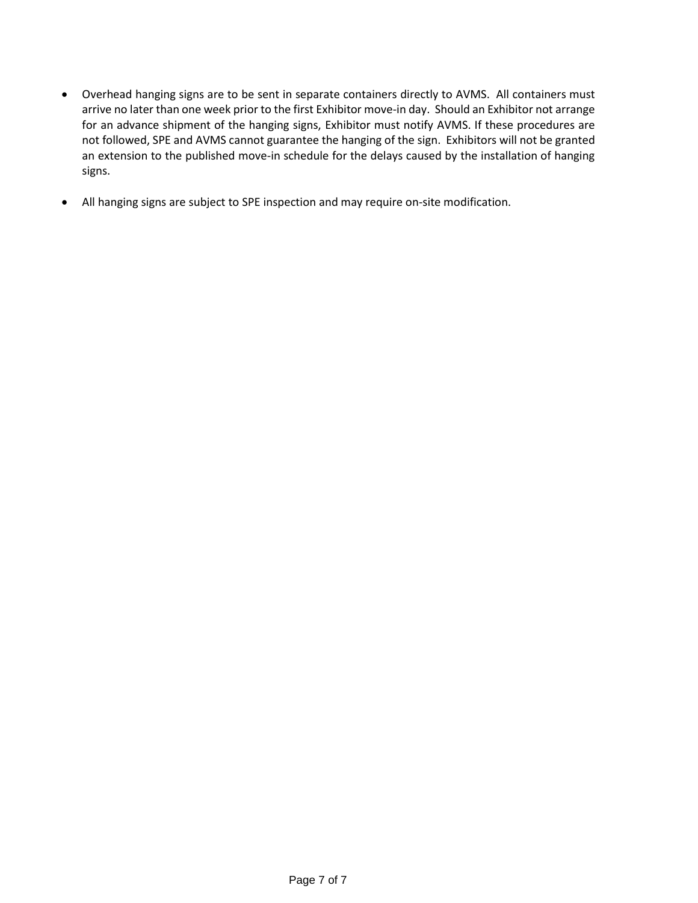- Overhead hanging signs are to be sent in separate containers directly to AVMS. All containers must arrive no later than one week prior to the first Exhibitor move-in day. Should an Exhibitor not arrange for an advance shipment of the hanging signs, Exhibitor must notify AVMS. If these procedures are not followed, SPE and AVMS cannot guarantee the hanging of the sign. Exhibitors will not be granted an extension to the published move-in schedule for the delays caused by the installation of hanging signs.

- All hanging signs are subject to SPE inspection and may require on-site modification.